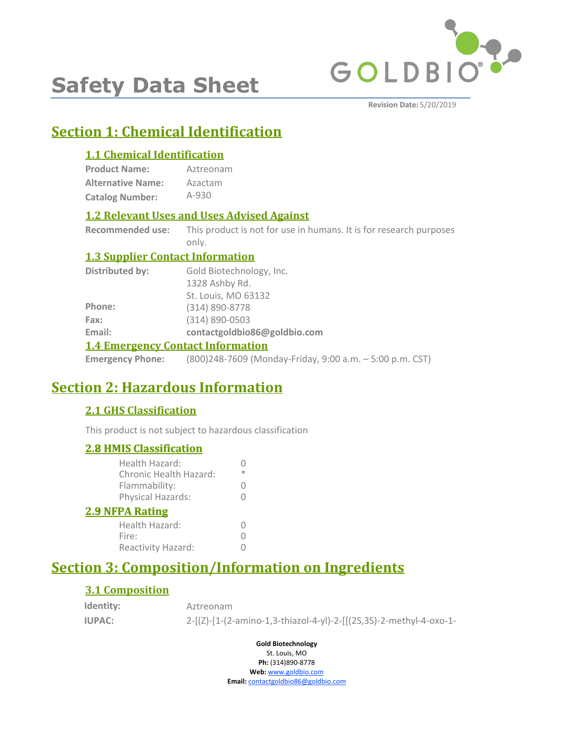# Safety Data Sheet

**Revision Date:** 5/20/2019

## Section 1: Chemical Identification

### 1.1 Chemical Identification

**Product Name:** Aztreonam
**Alternative Name:** Azactam
**Catalog Number:** A-930

### 1.2 Relevant Uses and Uses Advised Against

**Recommended use:** This product is not for use in humans. It is for research purposes only.

### 1.3 Supplier Contact Information

**Distributed by:** Gold Biotechnology, Inc.
1328 Ashby Rd.
St. Louis, MO 63132
**Phone:** (314) 890-8778
**Fax:** (314) 890-0503
**Email:** **contactgoldbio86@goldbio.com**

### 1.4 Emergency Contact Information

**Emergency Phone:** (800)248-7609 (Monday-Friday, 9:00 a.m. – 5:00 p.m. CST)

## Section 2: Hazardous Information

### 2.1 GHS Classification

This product is not subject to hazardous classification

### 2.8 HMIS Classification

| | |
|---|---|
| Health Hazard: | 0 |
| Chronic Health Hazard: | * |
| Flammability: | 0 |
| Physical Hazards: | 0 |

### 2.9 NFPA Rating

| | |
|---|---|
| Health Hazard: | 0 |
| Fire: | 0 |
| Reactivity Hazard: | 0 |

## Section 3: Composition/Information on Ingredients

### 3.1 Composition

**Identity:** Aztreonam
**IUPAC:** 2-[(Z)-[1-(2-amino-1,3-thiazol-4-yl)-2-[[(2S,3S)-2-methyl-4-oxo-1-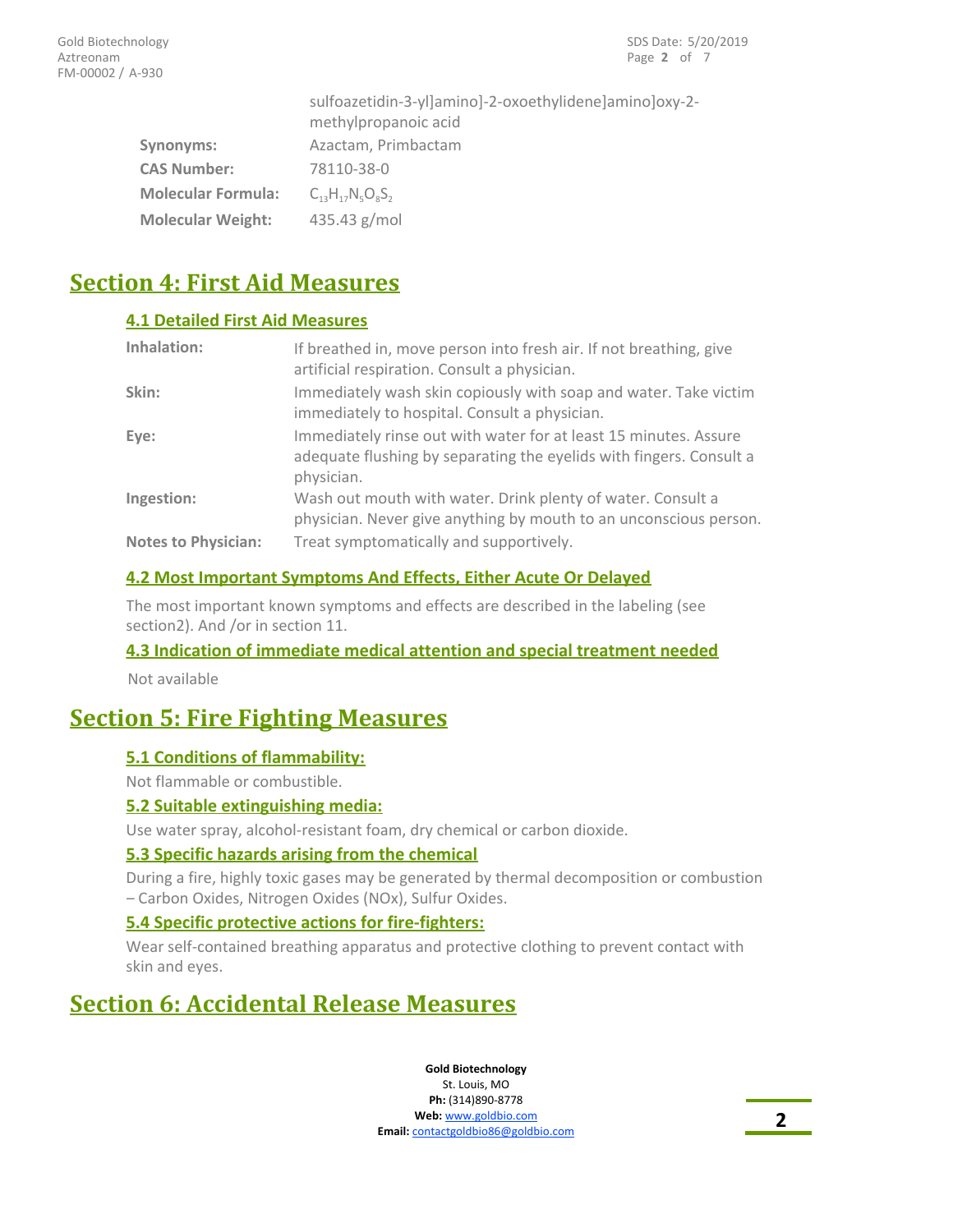| | |
|---|---|
| | sulfoazetidin-3-yl]amino]-2-oxoethylidene]amino]oxy-2-methylpropanoic acid |
| **Synonyms:** | Azactam, Primbactam |
| **CAS Number:** | 78110-38-0 |
| **Molecular Formula:** | $C_{13}H_{17}N_5O_8S_2$ |
| **Molecular Weight:** | 435.43 g/mol |

# Section 4: First Aid Measures

## 4.1 Detailed First Aid Measures

| | |
|---|---|
| **Inhalation:** | If breathed in, move person into fresh air. If not breathing, give artificial respiration. Consult a physician. |
| **Skin:** | Immediately wash skin copiously with soap and water. Take victim immediately to hospital. Consult a physician. |
| **Eye:** | Immediately rinse out with water for at least 15 minutes. Assure adequate flushing by separating the eyelids with fingers. Consult a physician. |
| **Ingestion:** | Wash out mouth with water. Drink plenty of water. Consult a physician. Never give anything by mouth to an unconscious person. |
| **Notes to Physician:** | Treat symptomatically and supportively. |

## 4.2 Most Important Symptoms And Effects, Either Acute Or Delayed

The most important known symptoms and effects are described in the labeling (see section2). And /or in section 11.

## 4.3 Indication of immediate medical attention and special treatment needed

Not available

# Section 5: Fire Fighting Measures

## 5.1 Conditions of flammability:

Not flammable or combustible.

## 5.2 Suitable extinguishing media:

Use water spray, alcohol-resistant foam, dry chemical or carbon dioxide.

## 5.3 Specific hazards arising from the chemical

During a fire, highly toxic gases may be generated by thermal decomposition or combustion – Carbon Oxides, Nitrogen Oxides (NOx), Sulfur Oxides.

## 5.4 Specific protective actions for fire-fighters:

Wear self-contained breathing apparatus and protective clothing to prevent contact with skin and eyes.

# Section 6: Accidental Release Measures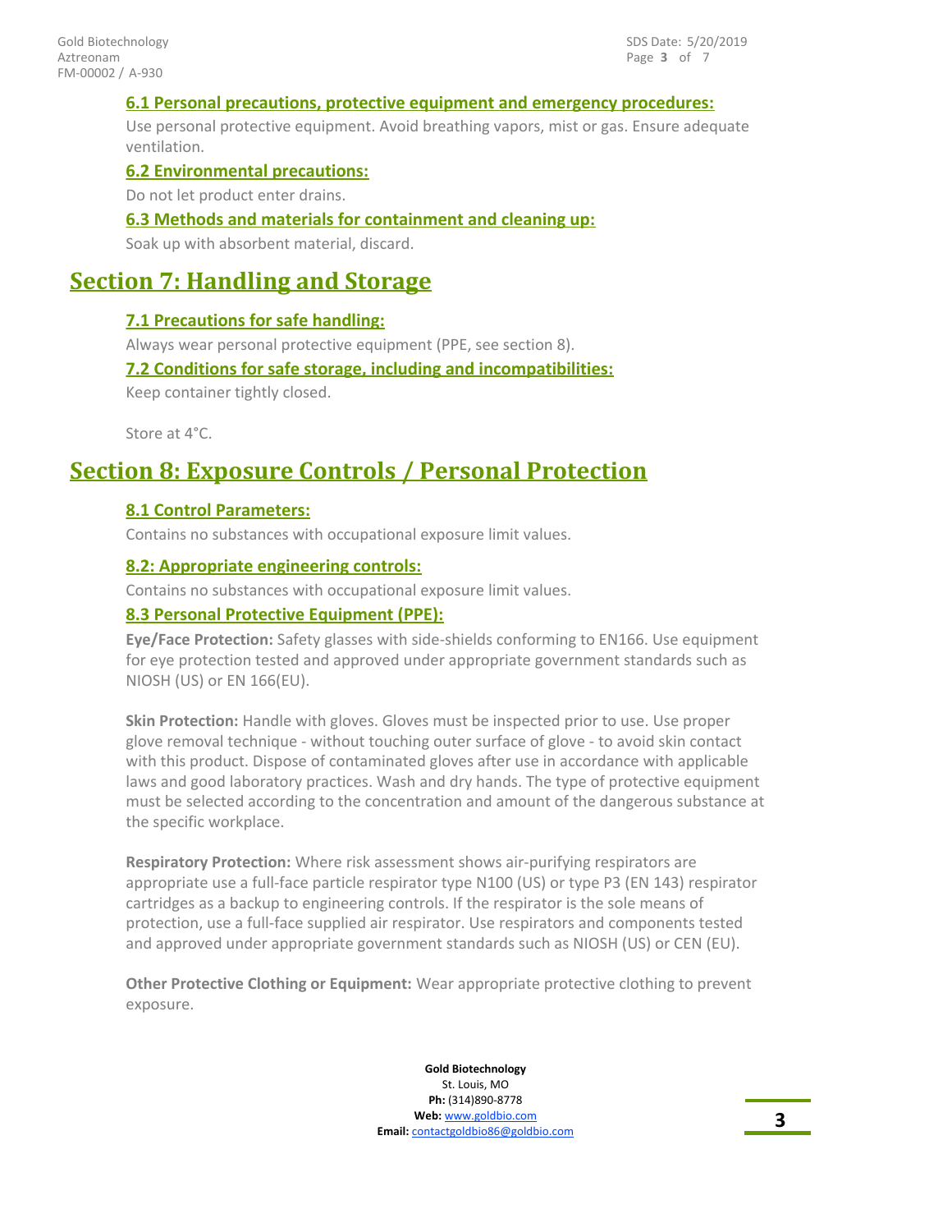### 6.1 Personal precautions, protective equipment and emergency procedures:

Use personal protective equipment. Avoid breathing vapors, mist or gas. Ensure adequate ventilation.

### 6.2 Environmental precautions:

Do not let product enter drains.

### 6.3 Methods and materials for containment and cleaning up:

Soak up with absorbent material, discard.

## Section 7: Handling and Storage

### 7.1 Precautions for safe handling:

Always wear personal protective equipment (PPE, see section 8).

### 7.2 Conditions for safe storage, including and incompatibilities:

Keep container tightly closed.

Store at 4°C.

## Section 8: Exposure Controls / Personal Protection

### 8.1 Control Parameters:

Contains no substances with occupational exposure limit values.

### 8.2: Appropriate engineering controls:

Contains no substances with occupational exposure limit values.

### 8.3 Personal Protective Equipment (PPE):

**Eye/Face Protection:** Safety glasses with side-shields conforming to EN166. Use equipment for eye protection tested and approved under appropriate government standards such as NIOSH (US) or EN 166(EU).

**Skin Protection:** Handle with gloves. Gloves must be inspected prior to use. Use proper glove removal technique - without touching outer surface of glove - to avoid skin contact with this product. Dispose of contaminated gloves after use in accordance with applicable laws and good laboratory practices. Wash and dry hands. The type of protective equipment must be selected according to the concentration and amount of the dangerous substance at the specific workplace.

**Respiratory Protection:** Where risk assessment shows air-purifying respirators are appropriate use a full-face particle respirator type N100 (US) or type P3 (EN 143) respirator cartridges as a backup to engineering controls. If the respirator is the sole means of protection, use a full-face supplied air respirator. Use respirators and components tested and approved under appropriate government standards such as NIOSH (US) or CEN (EU).

**Other Protective Clothing or Equipment:** Wear appropriate protective clothing to prevent exposure.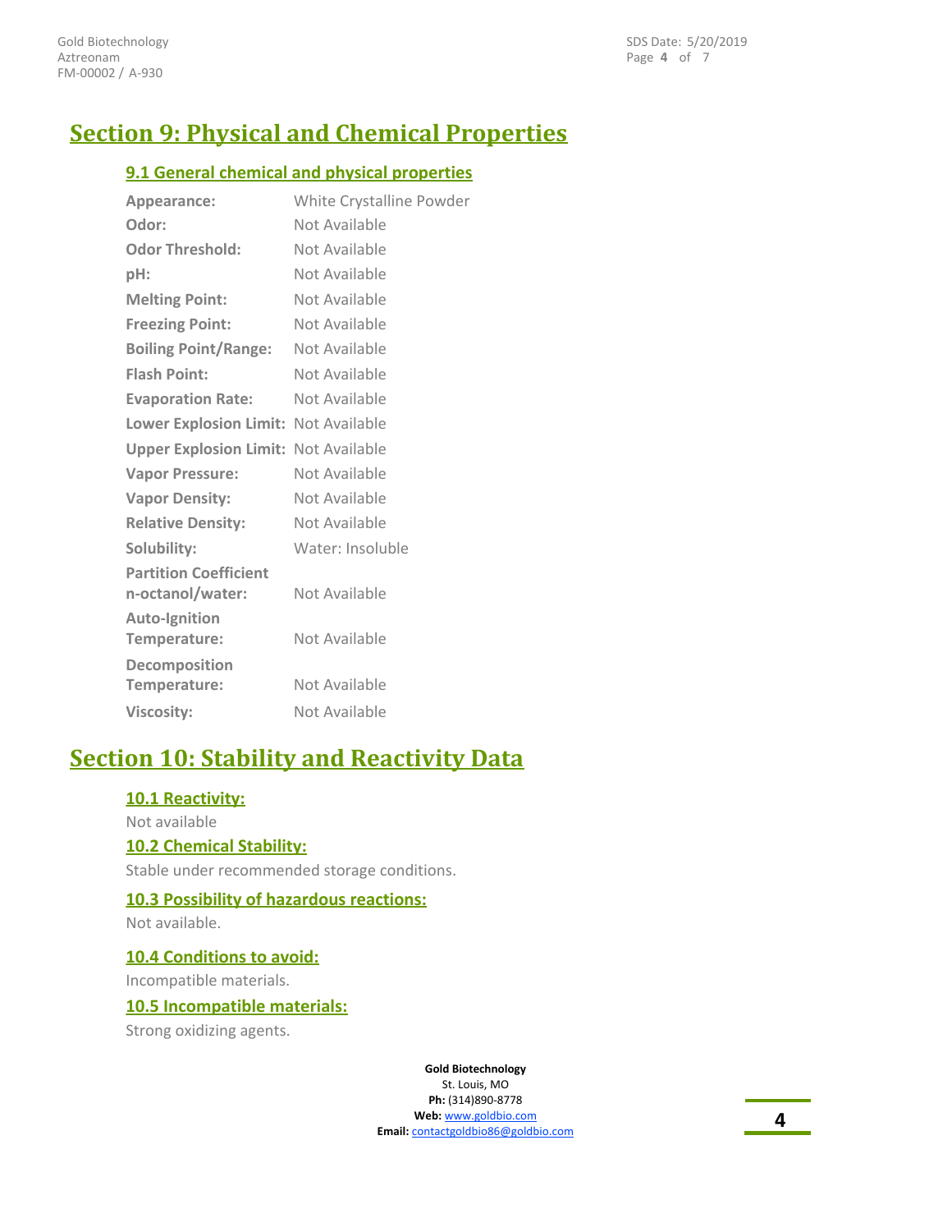## Section 9: Physical and Chemical Properties

### 9.1 General chemical and physical properties

| | |
|---|---|
| **Appearance:** | White Crystalline Powder |
| **Odor:** | Not Available |
| **Odor Threshold:** | Not Available |
| **pH:** | Not Available |
| **Melting Point:** | Not Available |
| **Freezing Point:** | Not Available |
| **Boiling Point/Range:** | Not Available |
| **Flash Point:** | Not Available |
| **Evaporation Rate:** | Not Available |
| **Lower Explosion Limit:** | Not Available |
| **Upper Explosion Limit:** | Not Available |
| **Vapor Pressure:** | Not Available |
| **Vapor Density:** | Not Available |
| **Relative Density:** | Not Available |
| **Solubility:** | Water: Insoluble |
| **Partition Coefficient n-octanol/water:** | Not Available |
| **Auto-Ignition Temperature:** | Not Available |
| **Decomposition Temperature:** | Not Available |
| **Viscosity:** | Not Available |

## Section 10: Stability and Reactivity Data

### 10.1 Reactivity:

Not available

### 10.2 Chemical Stability:

Stable under recommended storage conditions.

### 10.3 Possibility of hazardous reactions:

Not available.

### 10.4 Conditions to avoid:

Incompatible materials.

### 10.5 Incompatible materials:

Strong oxidizing agents.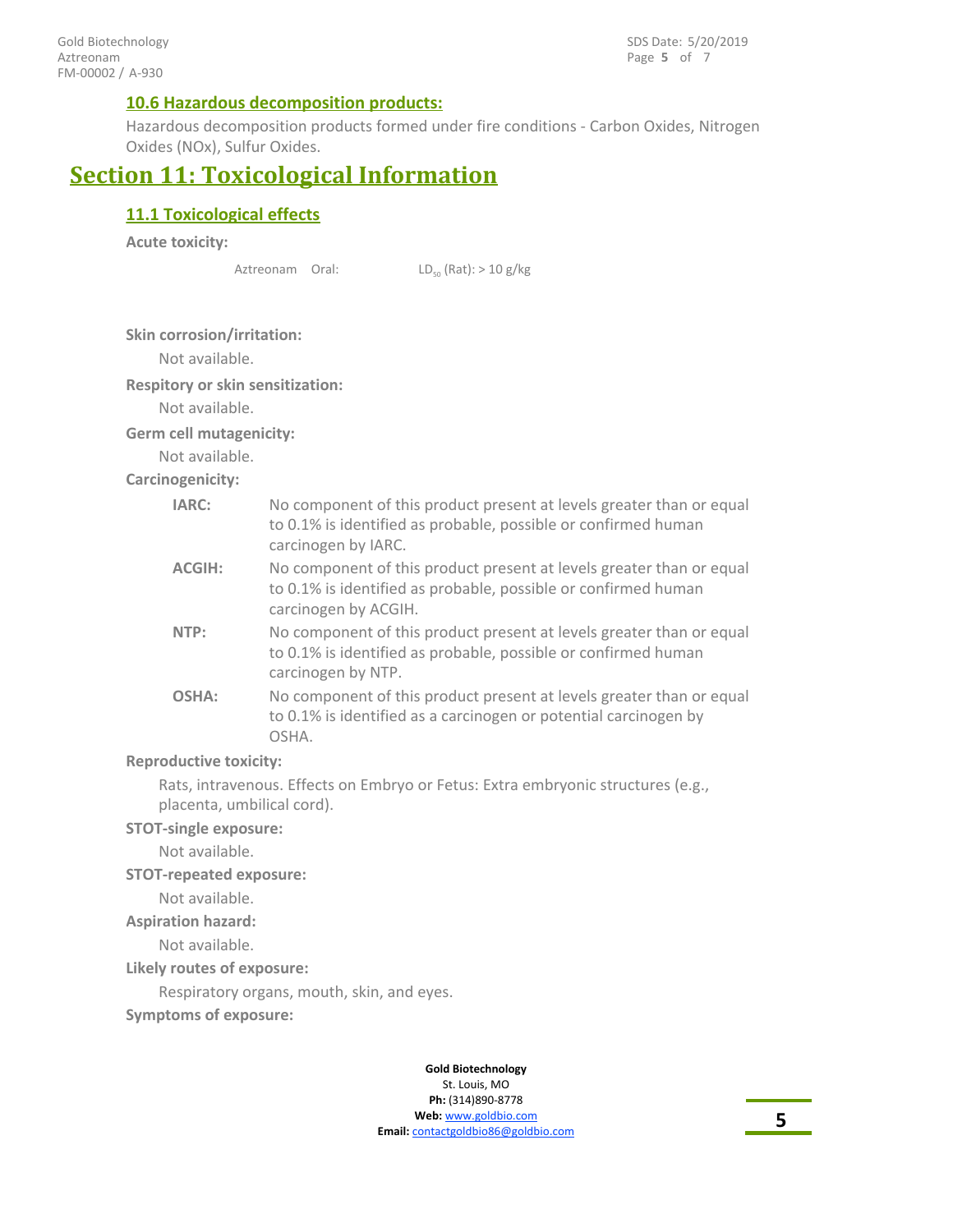### 10.6 Hazardous decomposition products:

Hazardous decomposition products formed under fire conditions - Carbon Oxides, Nitrogen Oxides (NOx), Sulfur Oxides.

## Section 11: Toxicological Information

### 11.1 Toxicological effects

**Acute toxicity:**

| | | |
|---|---|---|
| Aztreonam | Oral: | $LD_{50}$ (Rat): > 10 g/kg |

**Skin corrosion/irritation:**

Not available.

**Respitory or skin sensitization:**

Not available.

**Germ cell mutagenicity:**

Not available.

**Carcinogenicity:**

**IARC:** No component of this product present at levels greater than or equal to 0.1% is identified as probable, possible or confirmed human carcinogen by IARC.

**ACGIH:** No component of this product present at levels greater than or equal to 0.1% is identified as probable, possible or confirmed human carcinogen by ACGIH.

**NTP:** No component of this product present at levels greater than or equal to 0.1% is identified as probable, possible or confirmed human carcinogen by NTP.

**OSHA:** No component of this product present at levels greater than or equal to 0.1% is identified as a carcinogen or potential carcinogen by OSHA.

**Reproductive toxicity:**

Rats, intravenous. Effects on Embryo or Fetus: Extra embryonic structures (e.g., placenta, umbilical cord).

**STOT-single exposure:**

Not available.

**STOT-repeated exposure:**

Not available.

**Aspiration hazard:**

Not available.

**Likely routes of exposure:**

Respiratory organs, mouth, skin, and eyes.

**Symptoms of exposure:**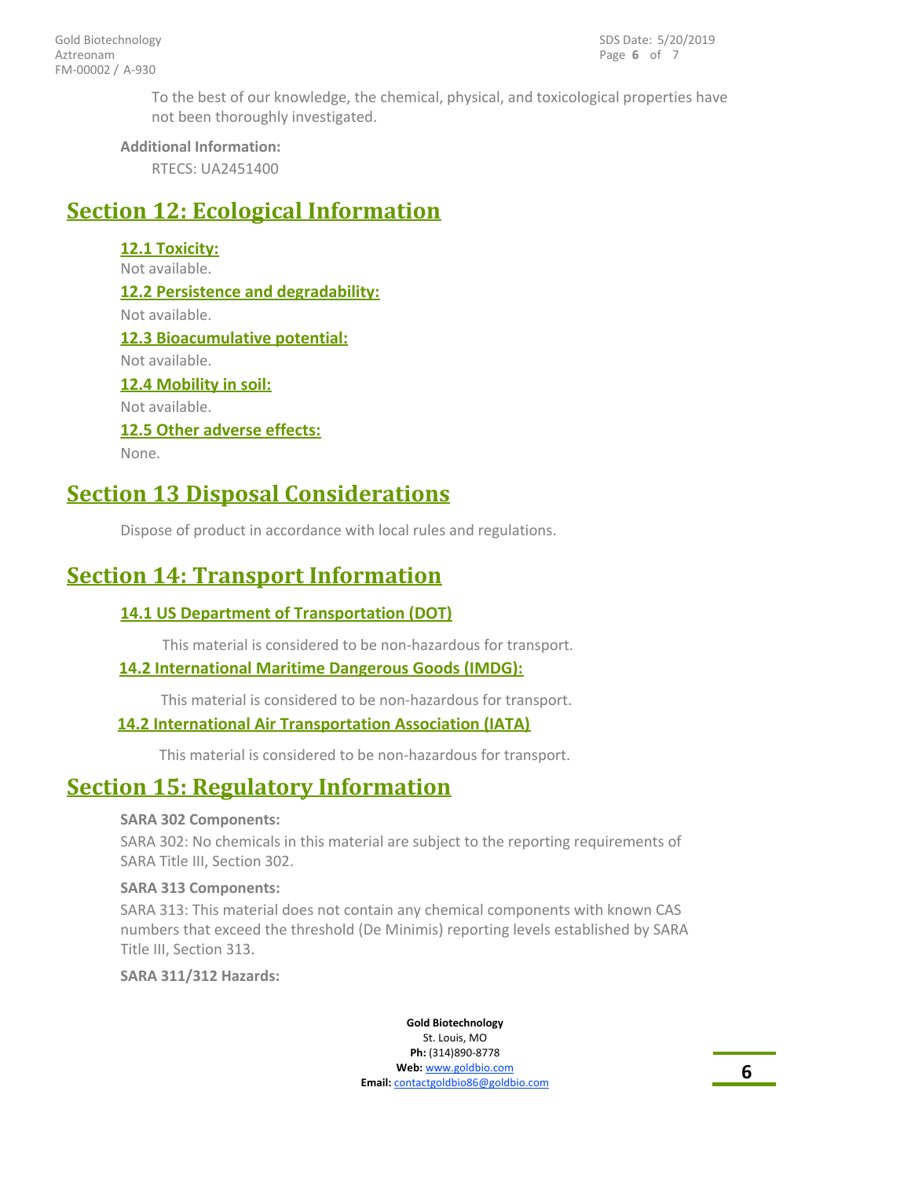To the best of our knowledge, the chemical, physical, and toxicological properties have not been thoroughly investigated.

**Additional Information:**

RTECS: UA2451400

## Section 12: Ecological Information

### 12.1 Toxicity:

Not available.

### 12.2 Persistence and degradability:

Not available.

### 12.3 Bioacumulative potential:

Not available.

### 12.4 Mobility in soil:

Not available.

### 12.5 Other adverse effects:

None.

## Section 13 Disposal Considerations

Dispose of product in accordance with local rules and regulations.

## Section 14: Transport Information

### 14.1 US Department of Transportation (DOT)

This material is considered to be non-hazardous for transport.

### 14.2 International Maritime Dangerous Goods (IMDG):

This material is considered to be non-hazardous for transport.

### 14.2 International Air Transportation Association (IATA)

This material is considered to be non-hazardous for transport.

## Section 15: Regulatory Information

**SARA 302 Components:**

SARA 302: No chemicals in this material are subject to the reporting requirements of SARA Title III, Section 302.

**SARA 313 Components:**

SARA 313: This material does not contain any chemical components with known CAS numbers that exceed the threshold (De Minimis) reporting levels established by SARA Title III, Section 313.

**SARA 311/312 Hazards:**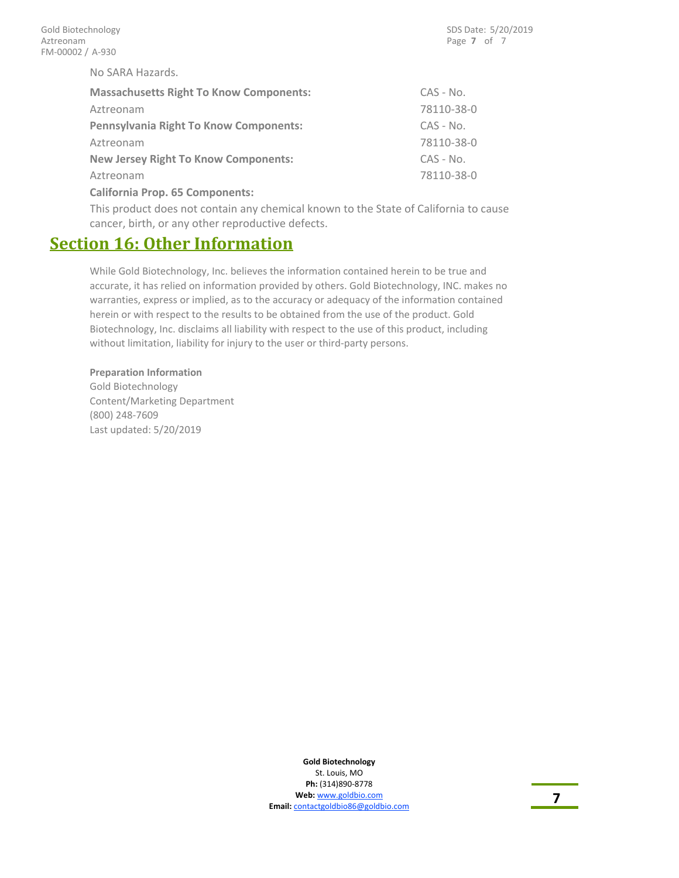No SARA Hazards.

| | |
|---|---|
| **Massachusetts Right To Know Components:** | CAS - No. |
| Aztreonam | 78110-38-0 |
| **Pennsylvania Right To Know Components:** | CAS - No. |
| Aztreonam | 78110-38-0 |
| **New Jersey Right To Know Components:** | CAS - No. |
| Aztreonam | 78110-38-0 |

**California Prop. 65 Components:**

This product does not contain any chemical known to the State of California to cause cancer, birth, or any other reproductive defects.

## Section 16: Other Information

While Gold Biotechnology, Inc. believes the information contained herein to be true and accurate, it has relied on information provided by others. Gold Biotechnology, INC. makes no warranties, express or implied, as to the accuracy or adequacy of the information contained herein or with respect to the results to be obtained from the use of the product. Gold Biotechnology, Inc. disclaims all liability with respect to the use of this product, including without limitation, liability for injury to the user or third-party persons.

**Preparation Information**
Gold Biotechnology
Content/Marketing Department
(800) 248-7609
Last updated: 5/20/2019

**Gold Biotechnology**
St. Louis, MO
**Ph:** (314)890-8778
**Web:** www.goldbio.com
**Email:** contactgoldbio86@goldbio.com